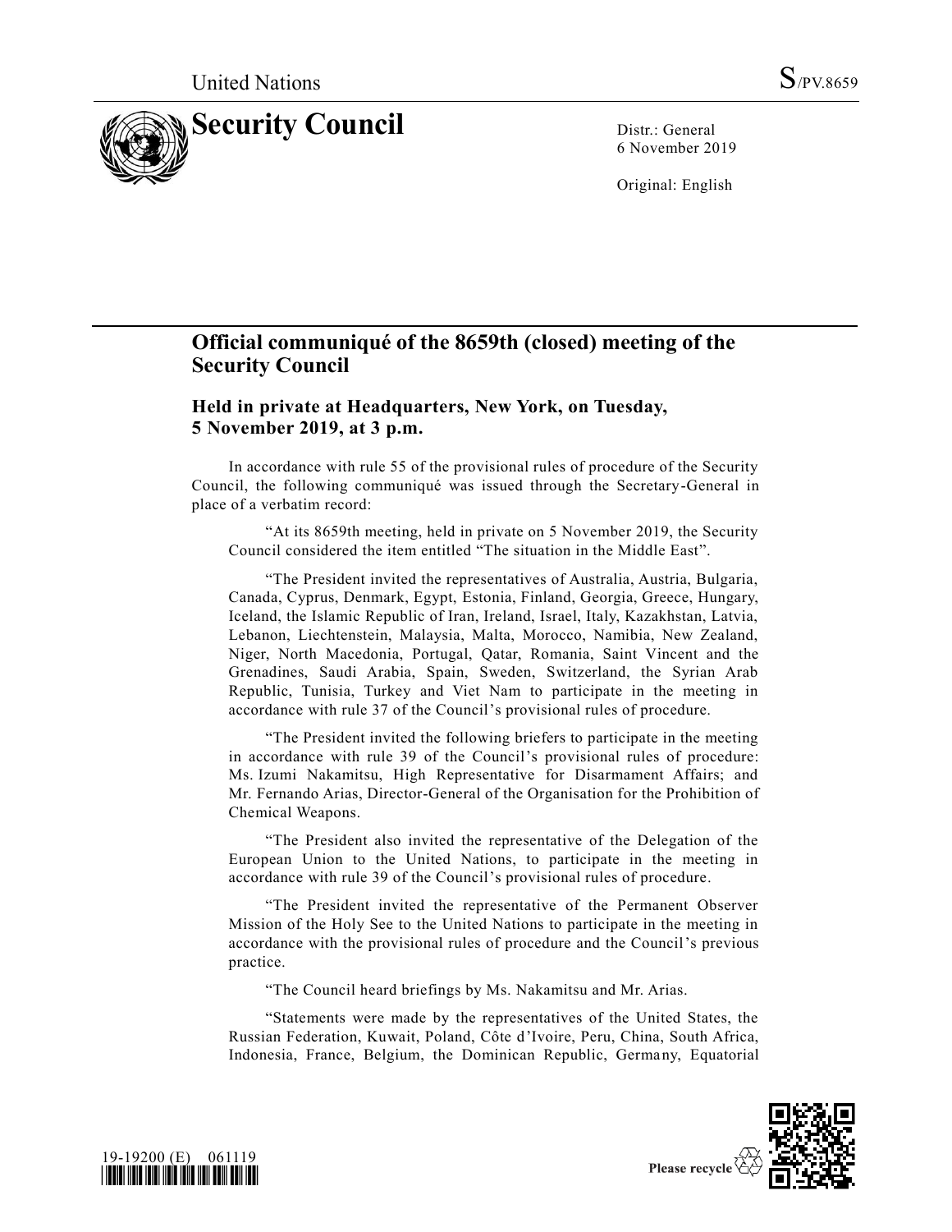United Nations S/PV.8659

# Security Council

Distr.: General
6 November 2019

Original: English

## Official communiqué of the 8659th (closed) meeting of the Security Council

### Held in private at Headquarters, New York, on Tuesday, 5 November 2019, at 3 p.m.

In accordance with rule 55 of the provisional rules of procedure of the Security Council, the following communiqué was issued through the Secretary-General in place of a verbatim record:

"At its 8659th meeting, held in private on 5 November 2019, the Security Council considered the item entitled "The situation in the Middle East".

"The President invited the representatives of Australia, Austria, Bulgaria, Canada, Cyprus, Denmark, Egypt, Estonia, Finland, Georgia, Greece, Hungary, Iceland, the Islamic Republic of Iran, Ireland, Israel, Italy, Kazakhstan, Latvia, Lebanon, Liechtenstein, Malaysia, Malta, Morocco, Namibia, New Zealand, Niger, North Macedonia, Portugal, Qatar, Romania, Saint Vincent and the Grenadines, Saudi Arabia, Spain, Sweden, Switzerland, the Syrian Arab Republic, Tunisia, Turkey and Viet Nam to participate in the meeting in accordance with rule 37 of the Council's provisional rules of procedure.

"The President invited the following briefers to participate in the meeting in accordance with rule 39 of the Council's provisional rules of procedure: Ms. Izumi Nakamitsu, High Representative for Disarmament Affairs; and Mr. Fernando Arias, Director-General of the Organisation for the Prohibition of Chemical Weapons.

"The President also invited the representative of the Delegation of the European Union to the United Nations, to participate in the meeting in accordance with rule 39 of the Council's provisional rules of procedure.

"The President invited the representative of the Permanent Observer Mission of the Holy See to the United Nations to participate in the meeting in accordance with the provisional rules of procedure and the Council's previous practice.

"The Council heard briefings by Ms. Nakamitsu and Mr. Arias.

"Statements were made by the representatives of the United States, the Russian Federation, Kuwait, Poland, Côte d'Ivoire, Peru, China, South Africa, Indonesia, France, Belgium, the Dominican Republic, Germany, Equatorial

19-19200 (E) 061119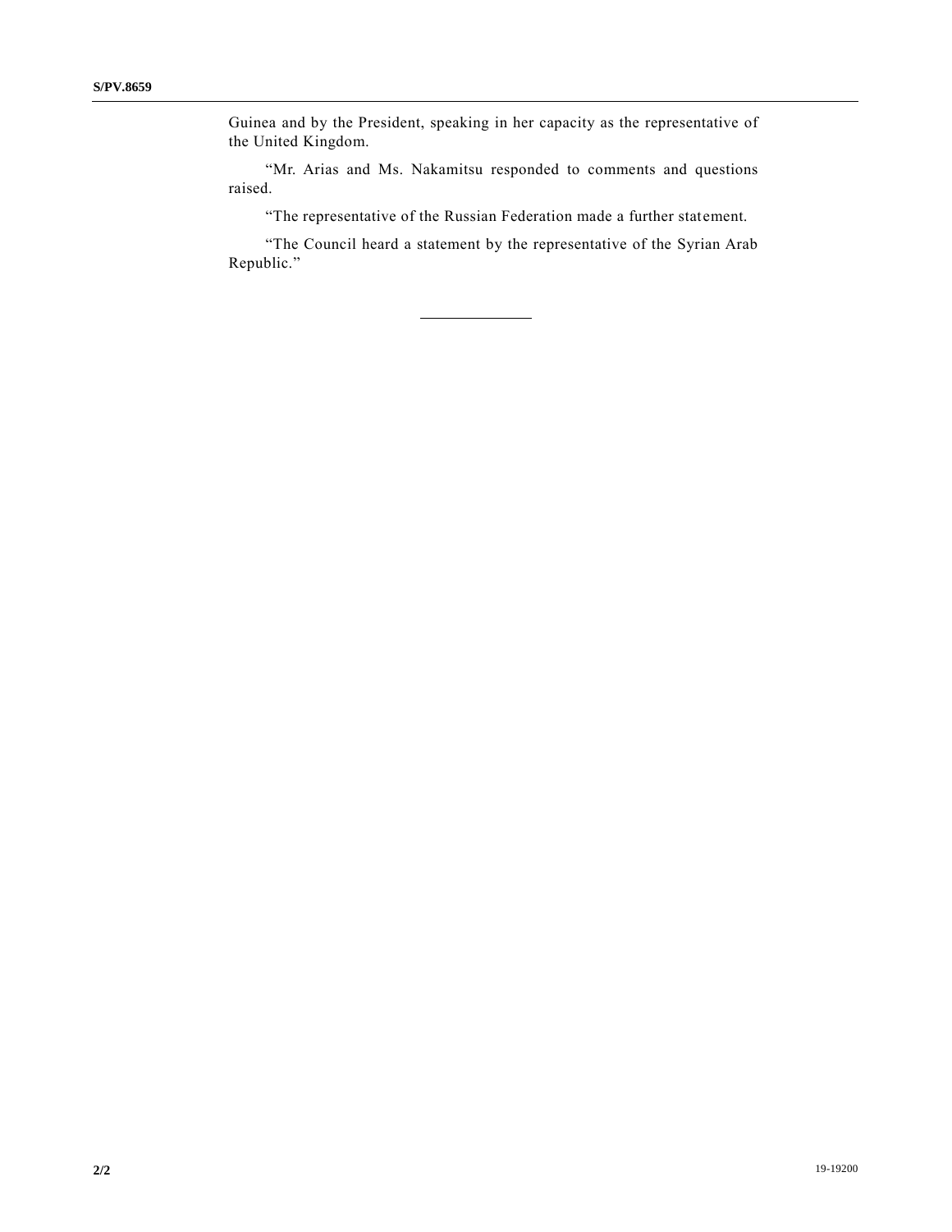Guinea and by the President, speaking in her capacity as the representative of the United Kingdom.

"Mr. Arias and Ms. Nakamitsu responded to comments and questions raised.

"The representative of the Russian Federation made a further statement.

"The Council heard a statement by the representative of the Syrian Arab Republic."